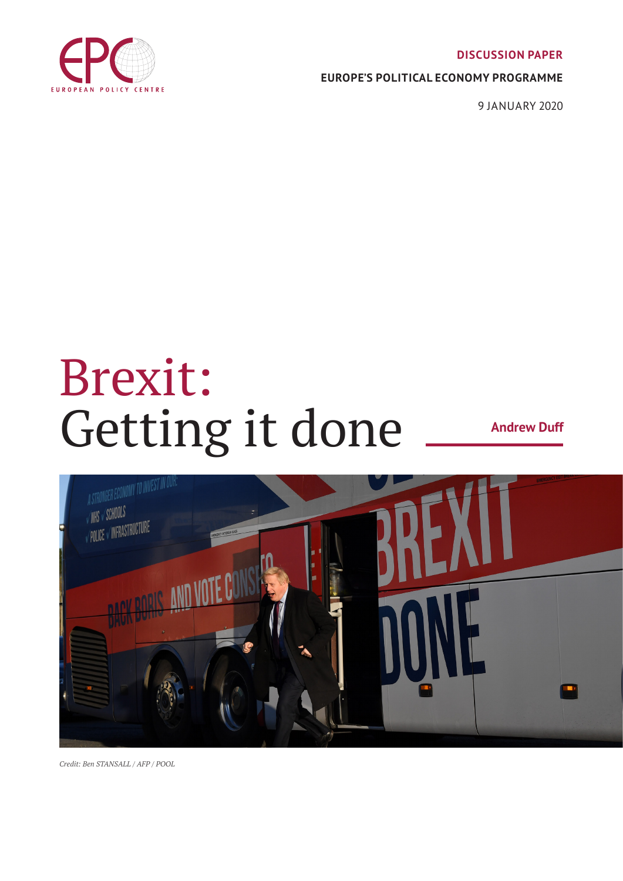**DISCUSSION PAPER**

**EUROPE'S POLITICAL ECONOMY PROGRAMME**

9 JANUARY 2020

# Brexit: Getting it done

**Andrew Duff**

*Credit: Ben STANSALL / AFP / POOL*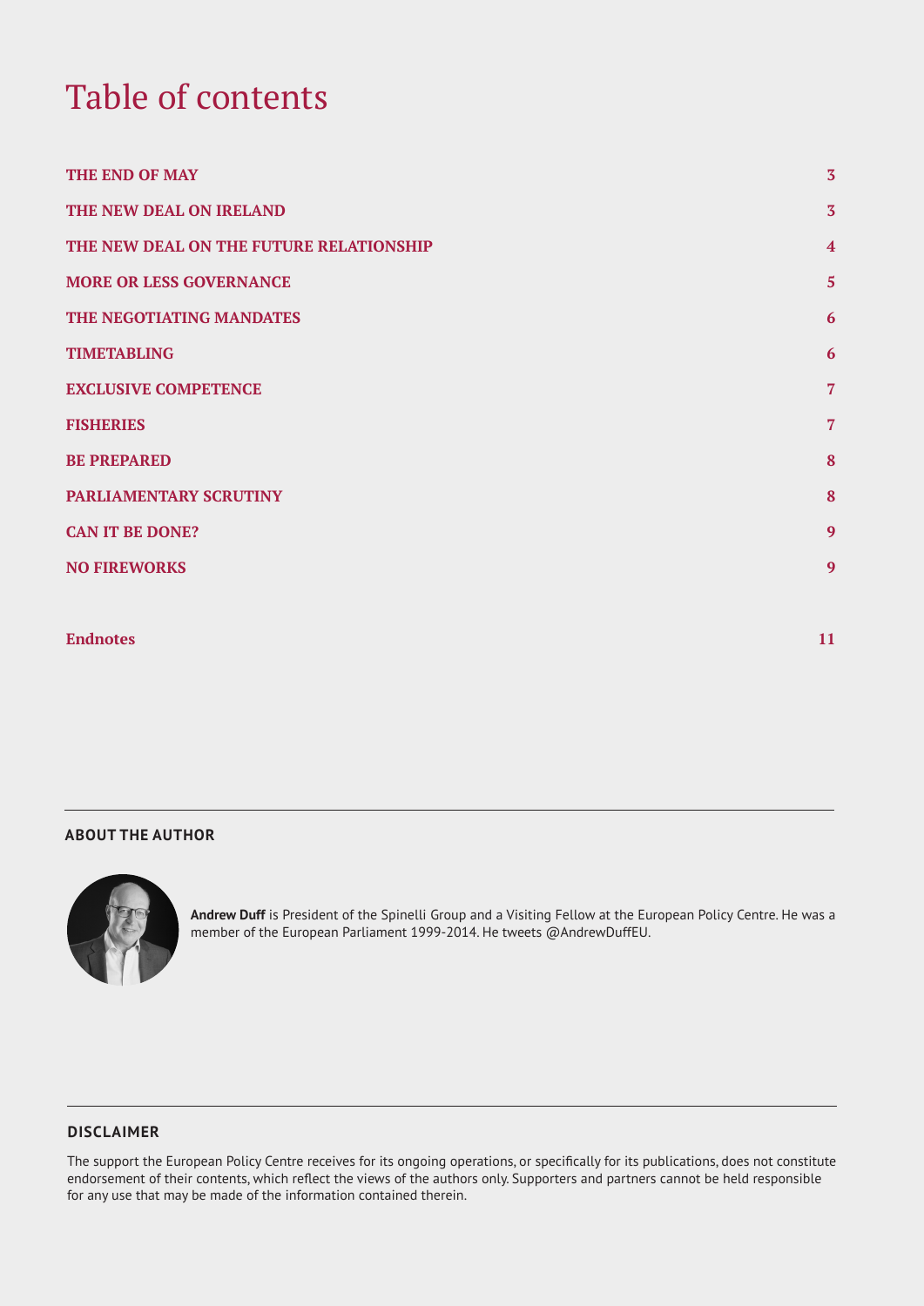# Table of contents

| | |
|---|---|
| **THE END OF MAY** | **3** |
| **THE NEW DEAL ON IRELAND** | **3** |
| **THE NEW DEAL ON THE FUTURE RELATIONSHIP** | **4** |
| **MORE OR LESS GOVERNANCE** | **5** |
| **THE NEGOTIATING MANDATES** | **6** |
| **TIMETABLING** | **6** |
| **EXCLUSIVE COMPETENCE** | **7** |
| **FISHERIES** | **7** |
| **BE PREPARED** | **8** |
| **PARLIAMENTARY SCRUTINY** | **8** |
| **CAN IT BE DONE?** | **9** |
| **NO FIREWORKS** | **9** |
| **Endnotes** | **11** |

## ABOUT THE AUTHOR

**Andrew Duff** is President of the Spinelli Group and a Visiting Fellow at the European Policy Centre. He was a member of the European Parliament 1999-2014. He tweets @AndrewDuffEU.

## DISCLAIMER

The support the European Policy Centre receives for its ongoing operations, or specifically for its publications, does not constitute endorsement of their contents, which reflect the views of the authors only. Supporters and partners cannot be held responsible for any use that may be made of the information contained therein.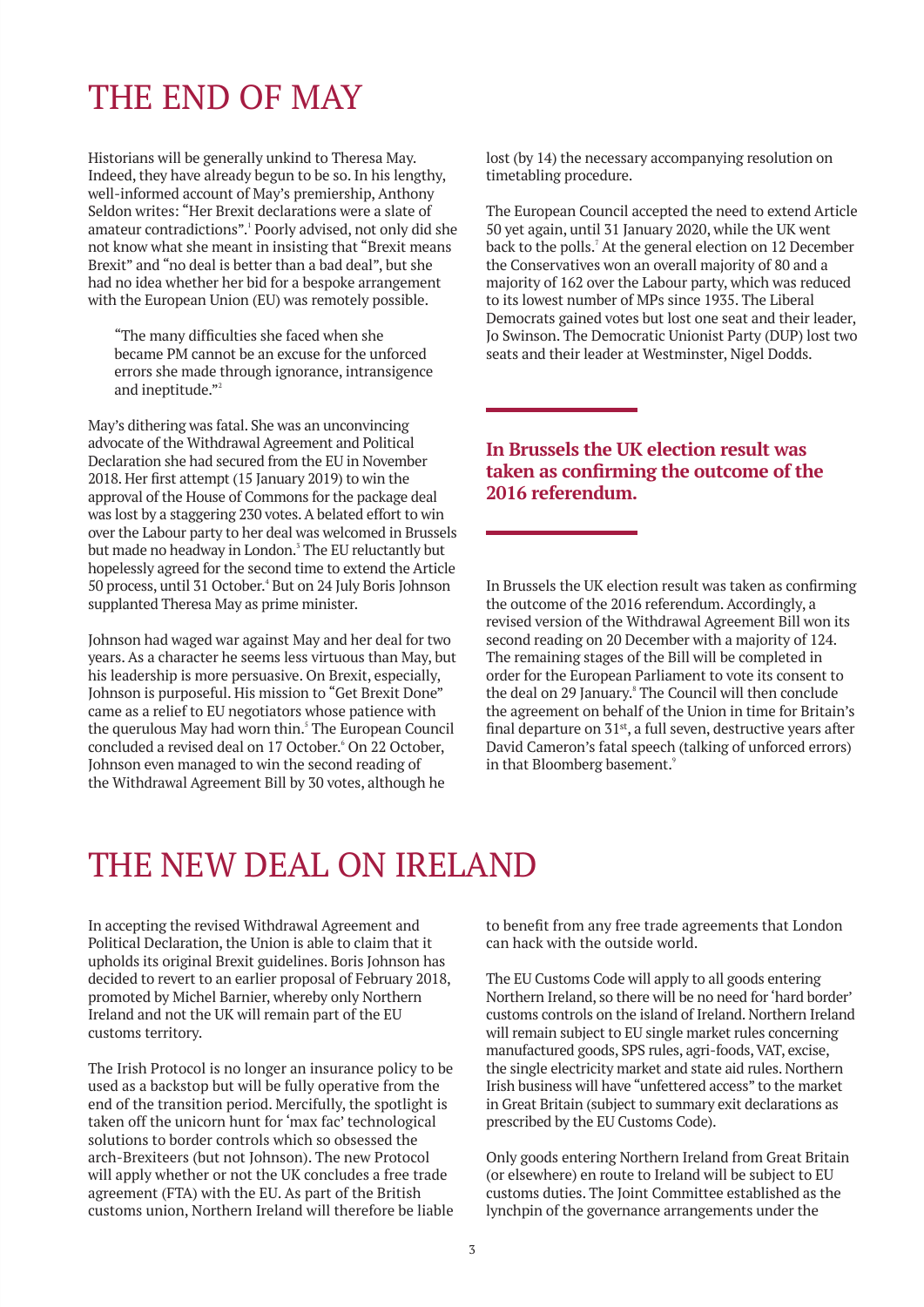# THE END OF MAY

Historians will be generally unkind to Theresa May. Indeed, they have already begun to be so. In his lengthy, well-informed account of May's premiership, Anthony Seldon writes: "Her Brexit declarations were a slate of amateur contradictions".[1] Poorly advised, not only did she not know what she meant in insisting that "Brexit means Brexit" and "no deal is better than a bad deal", but she had no idea whether her bid for a bespoke arrangement with the European Union (EU) was remotely possible.

> "The many difficulties she faced when she became PM cannot be an excuse for the unforced errors she made through ignorance, intransigence and ineptitude."[2]

May's dithering was fatal. She was an unconvincing advocate of the Withdrawal Agreement and Political Declaration she had secured from the EU in November 2018. Her first attempt (15 January 2019) to win the approval of the House of Commons for the package deal was lost by a staggering 230 votes. A belated effort to win over the Labour party to her deal was welcomed in Brussels but made no headway in London.[3] The EU reluctantly but hopelessly agreed for the second time to extend the Article 50 process, until 31 October.[4] But on 24 July Boris Johnson supplanted Theresa May as prime minister.

Johnson had waged war against May and her deal for two years. As a character he seems less virtuous than May, but his leadership is more persuasive. On Brexit, especially, Johnson is purposeful. His mission to "Get Brexit Done" came as a relief to EU negotiators whose patience with the querulous May had worn thin.[5] The European Council concluded a revised deal on 17 October.[6] On 22 October, Johnson even managed to win the second reading of the Withdrawal Agreement Bill by 30 votes, although he lost (by 14) the necessary accompanying resolution on timetabling procedure.

The European Council accepted the need to extend Article 50 yet again, until 31 January 2020, while the UK went back to the polls.[7] At the general election on 12 December the Conservatives won an overall majority of 80 and a majority of 162 over the Labour party, which was reduced to its lowest number of MPs since 1935. The Liberal Democrats gained votes but lost one seat and their leader, Jo Swinson. The Democratic Unionist Party (DUP) lost two seats and their leader at Westminster, Nigel Dodds.

**In Brussels the UK election result was taken as confirming the outcome of the 2016 referendum.**

In Brussels the UK election result was taken as confirming the outcome of the 2016 referendum. Accordingly, a revised version of the Withdrawal Agreement Bill won its second reading on 20 December with a majority of 124. The remaining stages of the Bill will be completed in order for the European Parliament to vote its consent to the deal on 29 January.[8] The Council will then conclude the agreement on behalf of the Union in time for Britain's final departure on 31st, a full seven, destructive years after David Cameron's fatal speech (talking of unforced errors) in that Bloomberg basement.[9]

# THE NEW DEAL ON IRELAND

In accepting the revised Withdrawal Agreement and Political Declaration, the Union is able to claim that it upholds its original Brexit guidelines. Boris Johnson has decided to revert to an earlier proposal of February 2018, promoted by Michel Barnier, whereby only Northern Ireland and not the UK will remain part of the EU customs territory.

The Irish Protocol is no longer an insurance policy to be used as a backstop but will be fully operative from the end of the transition period. Mercifully, the spotlight is taken off the unicorn hunt for 'max fac' technological solutions to border controls which so obsessed the arch-Brexiteers (but not Johnson). The new Protocol will apply whether or not the UK concludes a free trade agreement (FTA) with the EU. As part of the British customs union, Northern Ireland will therefore be liable to benefit from any free trade agreements that London can hack with the outside world.

The EU Customs Code will apply to all goods entering Northern Ireland, so there will be no need for 'hard border' customs controls on the island of Ireland. Northern Ireland will remain subject to EU single market rules concerning manufactured goods, SPS rules, agri-foods, VAT, excise, the single electricity market and state aid rules. Northern Irish business will have "unfettered access" to the market in Great Britain (subject to summary exit declarations as prescribed by the EU Customs Code).

Only goods entering Northern Ireland from Great Britain (or elsewhere) en route to Ireland will be subject to EU customs duties. The Joint Committee established as the lynchpin of the governance arrangements under the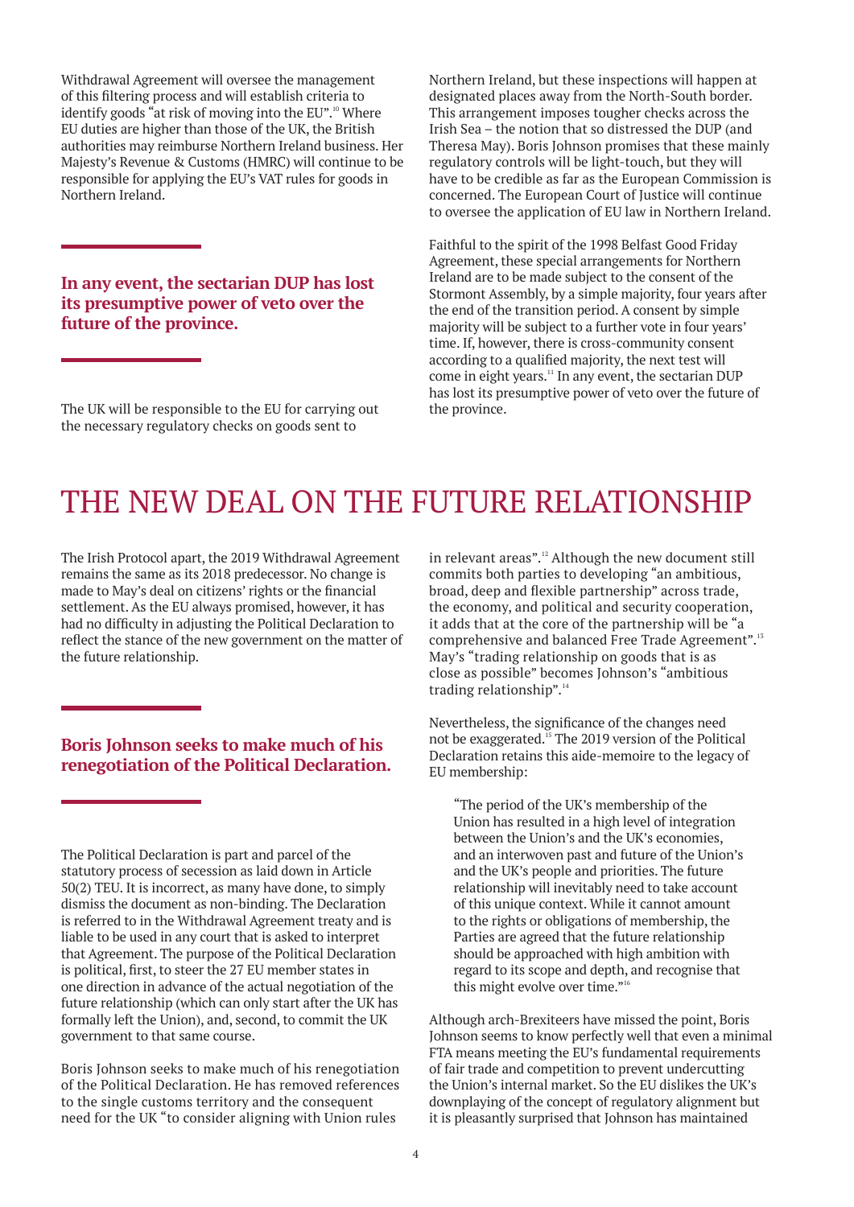Withdrawal Agreement will oversee the management of this filtering process and will establish criteria to identify goods "at risk of moving into the EU".[10] Where EU duties are higher than those of the UK, the British authorities may reimburse Northern Ireland business. Her Majesty's Revenue & Customs (HMRC) will continue to be responsible for applying the EU's VAT rules for goods in Northern Ireland.

**In any event, the sectarian DUP has lost its presumptive power of veto over the future of the province.**

The UK will be responsible to the EU for carrying out the necessary regulatory checks on goods sent to Northern Ireland, but these inspections will happen at designated places away from the North-South border. This arrangement imposes tougher checks across the Irish Sea – the notion that so distressed the DUP (and Theresa May). Boris Johnson promises that these mainly regulatory controls will be light-touch, but they will have to be credible as far as the European Commission is concerned. The European Court of Justice will continue to oversee the application of EU law in Northern Ireland.

Faithful to the spirit of the 1998 Belfast Good Friday Agreement, these special arrangements for Northern Ireland are to be made subject to the consent of the Stormont Assembly, by a simple majority, four years after the end of the transition period. A consent by simple majority will be subject to a further vote in four years' time. If, however, there is cross-community consent according to a qualified majority, the next test will come in eight years.[11] In any event, the sectarian DUP has lost its presumptive power of veto over the future of the province.

# THE NEW DEAL ON THE FUTURE RELATIONSHIP

The Irish Protocol apart, the 2019 Withdrawal Agreement remains the same as its 2018 predecessor. No change is made to May's deal on citizens' rights or the financial settlement. As the EU always promised, however, it has had no difficulty in adjusting the Political Declaration to reflect the stance of the new government on the matter of the future relationship.

**Boris Johnson seeks to make much of his renegotiation of the Political Declaration.**

The Political Declaration is part and parcel of the statutory process of secession as laid down in Article 50(2) TEU. It is incorrect, as many have done, to simply dismiss the document as non-binding. The Declaration is referred to in the Withdrawal Agreement treaty and is liable to be used in any court that is asked to interpret that Agreement. The purpose of the Political Declaration is political, first, to steer the 27 EU member states in one direction in advance of the actual negotiation of the future relationship (which can only start after the UK has formally left the Union), and, second, to commit the UK government to that same course.

Boris Johnson seeks to make much of his renegotiation of the Political Declaration. He has removed references to the single customs territory and the consequent need for the UK "to consider aligning with Union rules in relevant areas".[12] Although the new document still commits both parties to developing "an ambitious, broad, deep and flexible partnership" across trade, the economy, and political and security cooperation, it adds that at the core of the partnership will be "a comprehensive and balanced Free Trade Agreement".[13] May's "trading relationship on goods that is as close as possible" becomes Johnson's "ambitious trading relationship".[14]

Nevertheless, the significance of the changes need not be exaggerated.[15] The 2019 version of the Political Declaration retains this aide-memoire to the legacy of EU membership:

> "The period of the UK's membership of the Union has resulted in a high level of integration between the Union's and the UK's economies, and an interwoven past and future of the Union's and the UK's people and priorities. The future relationship will inevitably need to take account of this unique context. While it cannot amount to the rights or obligations of membership, the Parties are agreed that the future relationship should be approached with high ambition with regard to its scope and depth, and recognise that this might evolve over time."[16]

Although arch-Brexiteers have missed the point, Boris Johnson seems to know perfectly well that even a minimal FTA means meeting the EU's fundamental requirements of fair trade and competition to prevent undercutting the Union's internal market. So the EU dislikes the UK's downplaying of the concept of regulatory alignment but it is pleasantly surprised that Johnson has maintained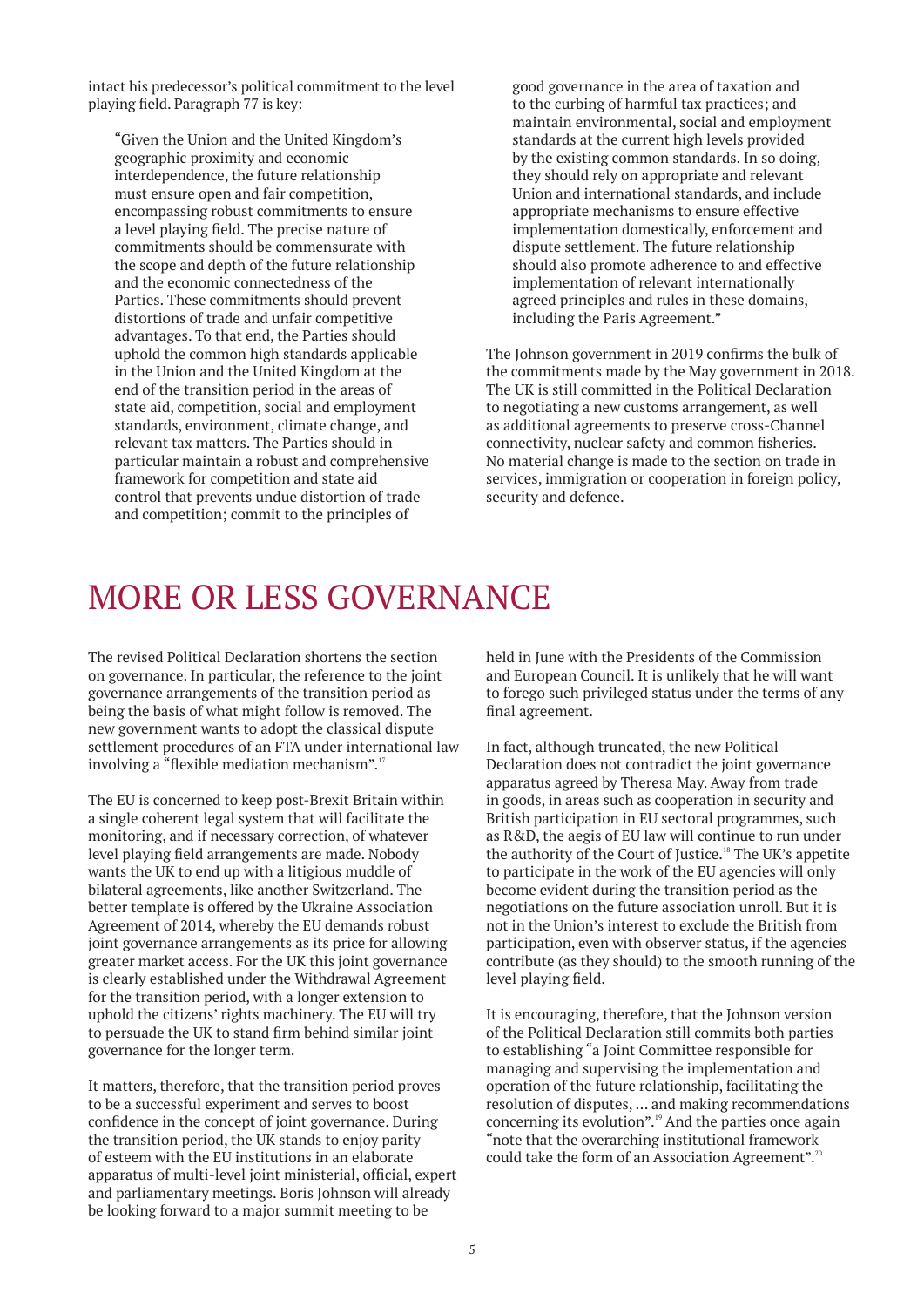intact his predecessor's political commitment to the level playing field. Paragraph 77 is key:

> "Given the Union and the United Kingdom's geographic proximity and economic interdependence, the future relationship must ensure open and fair competition, encompassing robust commitments to ensure a level playing field. The precise nature of commitments should be commensurate with the scope and depth of the future relationship and the economic connectedness of the Parties. These commitments should prevent distortions of trade and unfair competitive advantages. To that end, the Parties should uphold the common high standards applicable in the Union and the United Kingdom at the end of the transition period in the areas of state aid, competition, social and employment standards, environment, climate change, and relevant tax matters. The Parties should in particular maintain a robust and comprehensive framework for competition and state aid control that prevents undue distortion of trade and competition; commit to the principles of good governance in the area of taxation and to the curbing of harmful tax practices; and maintain environmental, social and employment standards at the current high levels provided by the existing common standards. In so doing, they should rely on appropriate and relevant Union and international standards, and include appropriate mechanisms to ensure effective implementation domestically, enforcement and dispute settlement. The future relationship should also promote adherence to and effective implementation of relevant internationally agreed principles and rules in these domains, including the Paris Agreement."

The Johnson government in 2019 confirms the bulk of the commitments made by the May government in 2018. The UK is still committed in the Political Declaration to negotiating a new customs arrangement, as well as additional agreements to preserve cross-Channel connectivity, nuclear safety and common fisheries. No material change is made to the section on trade in services, immigration or cooperation in foreign policy, security and defence.

# MORE OR LESS GOVERNANCE

The revised Political Declaration shortens the section on governance. In particular, the reference to the joint governance arrangements of the transition period as being the basis of what might follow is removed. The new government wants to adopt the classical dispute settlement procedures of an FTA under international law involving a "flexible mediation mechanism".[17]

The EU is concerned to keep post-Brexit Britain within a single coherent legal system that will facilitate the monitoring, and if necessary correction, of whatever level playing field arrangements are made. Nobody wants the UK to end up with a litigious muddle of bilateral agreements, like another Switzerland. The better template is offered by the Ukraine Association Agreement of 2014, whereby the EU demands robust joint governance arrangements as its price for allowing greater market access. For the UK this joint governance is clearly established under the Withdrawal Agreement for the transition period, with a longer extension to uphold the citizens' rights machinery. The EU will try to persuade the UK to stand firm behind similar joint governance for the longer term.

It matters, therefore, that the transition period proves to be a successful experiment and serves to boost confidence in the concept of joint governance. During the transition period, the UK stands to enjoy parity of esteem with the EU institutions in an elaborate apparatus of multi-level joint ministerial, official, expert and parliamentary meetings. Boris Johnson will already be looking forward to a major summit meeting to be held in June with the Presidents of the Commission and European Council. It is unlikely that he will want to forego such privileged status under the terms of any final agreement.

In fact, although truncated, the new Political Declaration does not contradict the joint governance apparatus agreed by Theresa May. Away from trade in goods, in areas such as cooperation in security and British participation in EU sectoral programmes, such as R&D, the aegis of EU law will continue to run under the authority of the Court of Justice.[18] The UK's appetite to participate in the work of the EU agencies will only become evident during the transition period as the negotiations on the future association unroll. But it is not in the Union's interest to exclude the British from participation, even with observer status, if the agencies contribute (as they should) to the smooth running of the level playing field.

It is encouraging, therefore, that the Johnson version of the Political Declaration still commits both parties to establishing "a Joint Committee responsible for managing and supervising the implementation and operation of the future relationship, facilitating the resolution of disputes, … and making recommendations concerning its evolution".[19] And the parties once again "note that the overarching institutional framework could take the form of an Association Agreement".[20]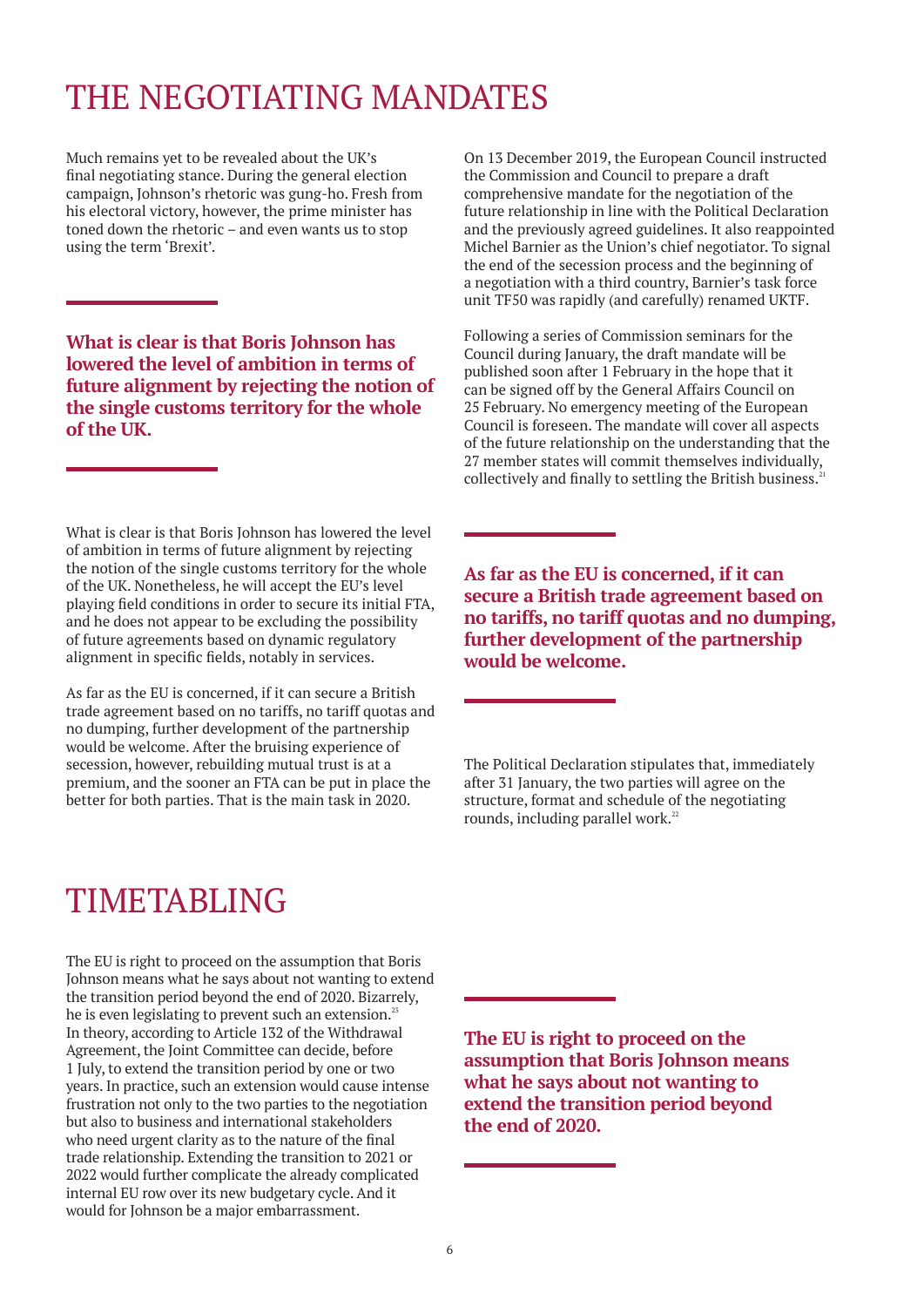# THE NEGOTIATING MANDATES

Much remains yet to be revealed about the UK's final negotiating stance. During the general election campaign, Johnson's rhetoric was gung-ho. Fresh from his electoral victory, however, the prime minister has toned down the rhetoric – and even wants us to stop using the term 'Brexit'.

**What is clear is that Boris Johnson has lowered the level of ambition in terms of future alignment by rejecting the notion of the single customs territory for the whole of the UK.**

What is clear is that Boris Johnson has lowered the level of ambition in terms of future alignment by rejecting the notion of the single customs territory for the whole of the UK. Nonetheless, he will accept the EU's level playing field conditions in order to secure its initial FTA, and he does not appear to be excluding the possibility of future agreements based on dynamic regulatory alignment in specific fields, notably in services.

As far as the EU is concerned, if it can secure a British trade agreement based on no tariffs, no tariff quotas and no dumping, further development of the partnership would be welcome. After the bruising experience of secession, however, rebuilding mutual trust is at a premium, and the sooner an FTA can be put in place the better for both parties. That is the main task in 2020.

On 13 December 2019, the European Council instructed the Commission and Council to prepare a draft comprehensive mandate for the negotiation of the future relationship in line with the Political Declaration and the previously agreed guidelines. It also reappointed Michel Barnier as the Union's chief negotiator. To signal the end of the secession process and the beginning of a negotiation with a third country, Barnier's task force unit TF50 was rapidly (and carefully) renamed UKTF.

Following a series of Commission seminars for the Council during January, the draft mandate will be published soon after 1 February in the hope that it can be signed off by the General Affairs Council on 25 February. No emergency meeting of the European Council is foreseen. The mandate will cover all aspects of the future relationship on the understanding that the 27 member states will commit themselves individually, collectively and finally to settling the British business.[21]

**As far as the EU is concerned, if it can secure a British trade agreement based on no tariffs, no tariff quotas and no dumping, further development of the partnership would be welcome.**

The Political Declaration stipulates that, immediately after 31 January, the two parties will agree on the structure, format and schedule of the negotiating rounds, including parallel work.[22]

# TIMETABLING

The EU is right to proceed on the assumption that Boris Johnson means what he says about not wanting to extend the transition period beyond the end of 2020. Bizarrely, he is even legislating to prevent such an extension.[23] In theory, according to Article 132 of the Withdrawal Agreement, the Joint Committee can decide, before 1 July, to extend the transition period by one or two years. In practice, such an extension would cause intense frustration not only to the two parties to the negotiation but also to business and international stakeholders who need urgent clarity as to the nature of the final trade relationship. Extending the transition to 2021 or 2022 would further complicate the already complicated internal EU row over its new budgetary cycle. And it would for Johnson be a major embarrassment.

**The EU is right to proceed on the assumption that Boris Johnson means what he says about not wanting to extend the transition period beyond the end of 2020.**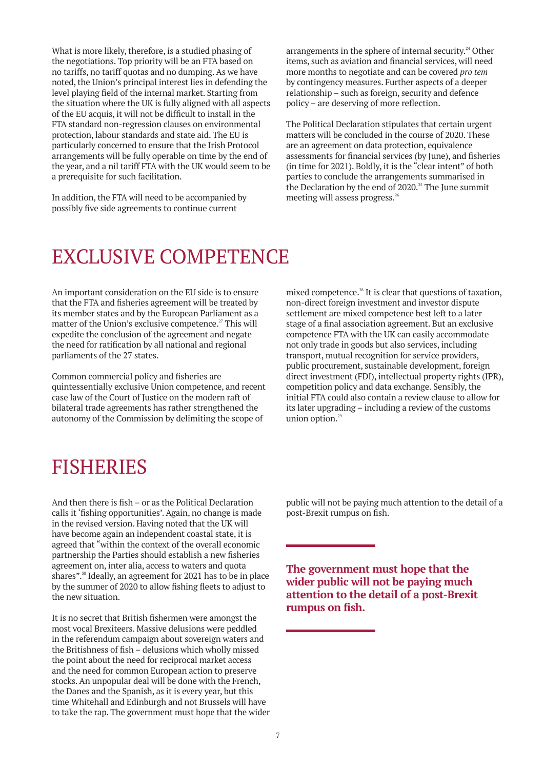What is more likely, therefore, is a studied phasing of the negotiations. Top priority will be an FTA based on no tariffs, no tariff quotas and no dumping. As we have noted, the Union's principal interest lies in defending the level playing field of the internal market. Starting from the situation where the UK is fully aligned with all aspects of the EU acquis, it will not be difficult to install in the FTA standard non-regression clauses on environmental protection, labour standards and state aid. The EU is particularly concerned to ensure that the Irish Protocol arrangements will be fully operable on time by the end of the year, and a nil tariff FTA with the UK would seem to be a prerequisite for such facilitation.

In addition, the FTA will need to be accompanied by possibly five side agreements to continue current arrangements in the sphere of internal security.[24] Other items, such as aviation and financial services, will need more months to negotiate and can be covered *pro tem* by contingency measures. Further aspects of a deeper relationship – such as foreign, security and defence policy – are deserving of more reflection.

The Political Declaration stipulates that certain urgent matters will be concluded in the course of 2020. These are an agreement on data protection, equivalence assessments for financial services (by June), and fisheries (in time for 2021). Boldly, it is the "clear intent" of both parties to conclude the arrangements summarised in the Declaration by the end of 2020.[25] The June summit meeting will assess progress.[26]

# EXCLUSIVE COMPETENCE

An important consideration on the EU side is to ensure that the FTA and fisheries agreement will be treated by its member states and by the European Parliament as a matter of the Union's exclusive competence.[27] This will expedite the conclusion of the agreement and negate the need for ratification by all national and regional parliaments of the 27 states.

Common commercial policy and fisheries are quintessentially exclusive Union competence, and recent case law of the Court of Justice on the modern raft of bilateral trade agreements has rather strengthened the autonomy of the Commission by delimiting the scope of mixed competence.[28] It is clear that questions of taxation, non-direct foreign investment and investor dispute settlement are mixed competence best left to a later stage of a final association agreement. But an exclusive competence FTA with the UK can easily accommodate not only trade in goods but also services, including transport, mutual recognition for service providers, public procurement, sustainable development, foreign direct investment (FDI), intellectual property rights (IPR), competition policy and data exchange. Sensibly, the initial FTA could also contain a review clause to allow for its later upgrading – including a review of the customs union option.[29]

# FISHERIES

And then there is fish – or as the Political Declaration calls it 'fishing opportunities'. Again, no change is made in the revised version. Having noted that the UK will have become again an independent coastal state, it is agreed that "within the context of the overall economic partnership the Parties should establish a new fisheries agreement on, inter alia, access to waters and quota shares".[30] Ideally, an agreement for 2021 has to be in place by the summer of 2020 to allow fishing fleets to adjust to the new situation.

It is no secret that British fishermen were amongst the most vocal Brexiteers. Massive delusions were peddled in the referendum campaign about sovereign waters and the Britishness of fish – delusions which wholly missed the point about the need for reciprocal market access and the need for common European action to preserve stocks. An unpopular deal will be done with the French, the Danes and the Spanish, as it is every year, but this time Whitehall and Edinburgh and not Brussels will have to take the rap. The government must hope that the wider public will not be paying much attention to the detail of a post-Brexit rumpus on fish.

**The government must hope that the wider public will not be paying much attention to the detail of a post-Brexit rumpus on fish.**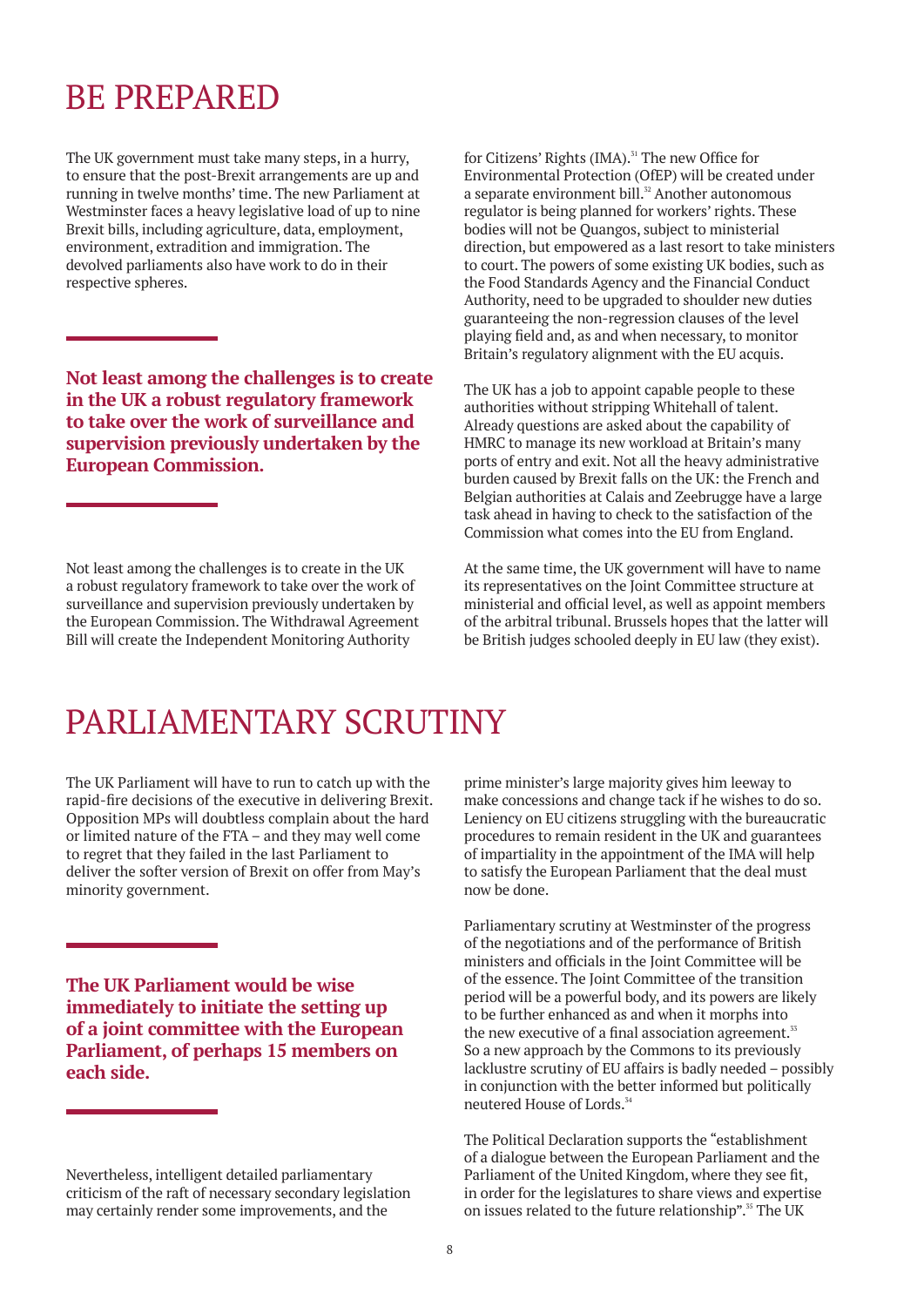# BE PREPARED

The UK government must take many steps, in a hurry, to ensure that the post-Brexit arrangements are up and running in twelve months' time. The new Parliament at Westminster faces a heavy legislative load of up to nine Brexit bills, including agriculture, data, employment, environment, extradition and immigration. The devolved parliaments also have work to do in their respective spheres.

**Not least among the challenges is to create in the UK a robust regulatory framework to take over the work of surveillance and supervision previously undertaken by the European Commission.**

Not least among the challenges is to create in the UK a robust regulatory framework to take over the work of surveillance and supervision previously undertaken by the European Commission. The Withdrawal Agreement Bill will create the Independent Monitoring Authority for Citizens' Rights (IMA).[31] The new Office for Environmental Protection (OfEP) will be created under a separate environment bill.[32] Another autonomous regulator is being planned for workers' rights. These bodies will not be Quangos, subject to ministerial direction, but empowered as a last resort to take ministers to court. The powers of some existing UK bodies, such as the Food Standards Agency and the Financial Conduct Authority, need to be upgraded to shoulder new duties guaranteeing the non-regression clauses of the level playing field and, as and when necessary, to monitor Britain's regulatory alignment with the EU acquis.

The UK has a job to appoint capable people to these authorities without stripping Whitehall of talent. Already questions are asked about the capability of HMRC to manage its new workload at Britain's many ports of entry and exit. Not all the heavy administrative burden caused by Brexit falls on the UK: the French and Belgian authorities at Calais and Zeebrugge have a large task ahead in having to check to the satisfaction of the Commission what comes into the EU from England.

At the same time, the UK government will have to name its representatives on the Joint Committee structure at ministerial and official level, as well as appoint members of the arbitral tribunal. Brussels hopes that the latter will be British judges schooled deeply in EU law (they exist).

# PARLIAMENTARY SCRUTINY

The UK Parliament will have to run to catch up with the rapid-fire decisions of the executive in delivering Brexit. Opposition MPs will doubtless complain about the hard or limited nature of the FTA – and they may well come to regret that they failed in the last Parliament to deliver the softer version of Brexit on offer from May's minority government.

**The UK Parliament would be wise immediately to initiate the setting up of a joint committee with the European Parliament, of perhaps 15 members on each side.**

Nevertheless, intelligent detailed parliamentary criticism of the raft of necessary secondary legislation may certainly render some improvements, and the prime minister's large majority gives him leeway to make concessions and change tack if he wishes to do so. Leniency on EU citizens struggling with the bureaucratic procedures to remain resident in the UK and guarantees of impartiality in the appointment of the IMA will help to satisfy the European Parliament that the deal must now be done.

Parliamentary scrutiny at Westminster of the progress of the negotiations and of the performance of British ministers and officials in the Joint Committee will be of the essence. The Joint Committee of the transition period will be a powerful body, and its powers are likely to be further enhanced as and when it morphs into the new executive of a final association agreement.[33] So a new approach by the Commons to its previously lacklustre scrutiny of EU affairs is badly needed – possibly in conjunction with the better informed but politically neutered House of Lords.[34]

The Political Declaration supports the "establishment of a dialogue between the European Parliament and the Parliament of the United Kingdom, where they see fit, in order for the legislatures to share views and expertise on issues related to the future relationship".[35] The UK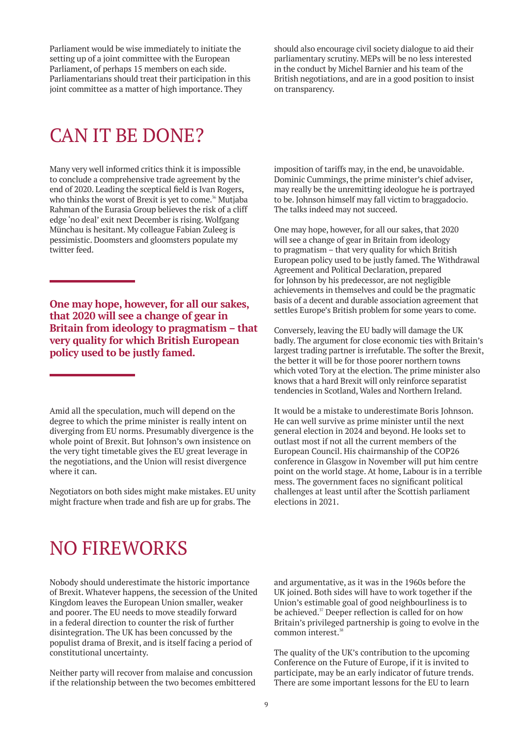Parliament would be wise immediately to initiate the setting up of a joint committee with the European Parliament, of perhaps 15 members on each side. Parliamentarians should treat their participation in this joint committee as a matter of high importance. They should also encourage civil society dialogue to aid their parliamentary scrutiny. MEPs will be no less interested in the conduct by Michel Barnier and his team of the British negotiations, and are in a good position to insist on transparency.

# CAN IT BE DONE?

Many very well informed critics think it is impossible to conclude a comprehensive trade agreement by the end of 2020. Leading the sceptical field is Ivan Rogers, who thinks the worst of Brexit is yet to come.[36] Mutjaba Rahman of the Eurasia Group believes the risk of a cliff edge 'no deal' exit next December is rising. Wolfgang Münchau is hesitant. My colleague Fabian Zuleeg is pessimistic. Doomsters and gloomsters populate my twitter feed.

**One may hope, however, for all our sakes, that 2020 will see a change of gear in Britain from ideology to pragmatism – that very quality for which British European policy used to be justly famed.**

Amid all the speculation, much will depend on the degree to which the prime minister is really intent on diverging from EU norms. Presumably divergence is the whole point of Brexit. But Johnson's own insistence on the very tight timetable gives the EU great leverage in the negotiations, and the Union will resist divergence where it can.

Negotiators on both sides might make mistakes. EU unity might fracture when trade and fish are up for grabs. The imposition of tariffs may, in the end, be unavoidable. Dominic Cummings, the prime minister's chief adviser, may really be the unremitting ideologue he is portrayed to be. Johnson himself may fall victim to braggadocio. The talks indeed may not succeed.

One may hope, however, for all our sakes, that 2020 will see a change of gear in Britain from ideology to pragmatism – that very quality for which British European policy used to be justly famed. The Withdrawal Agreement and Political Declaration, prepared for Johnson by his predecessor, are not negligible achievements in themselves and could be the pragmatic basis of a decent and durable association agreement that settles Europe's British problem for some years to come.

Conversely, leaving the EU badly will damage the UK badly. The argument for close economic ties with Britain's largest trading partner is irrefutable. The softer the Brexit, the better it will be for those poorer northern towns which voted Tory at the election. The prime minister also knows that a hard Brexit will only reinforce separatist tendencies in Scotland, Wales and Northern Ireland.

It would be a mistake to underestimate Boris Johnson. He can well survive as prime minister until the next general election in 2024 and beyond. He looks set to outlast most if not all the current members of the European Council. His chairmanship of the COP26 conference in Glasgow in November will put him centre point on the world stage. At home, Labour is in a terrible mess. The government faces no significant political challenges at least until after the Scottish parliament elections in 2021.

# NO FIREWORKS

Nobody should underestimate the historic importance of Brexit. Whatever happens, the secession of the United Kingdom leaves the European Union smaller, weaker and poorer. The EU needs to move steadily forward in a federal direction to counter the risk of further disintegration. The UK has been concussed by the populist drama of Brexit, and is itself facing a period of constitutional uncertainty.

Neither party will recover from malaise and concussion if the relationship between the two becomes embittered and argumentative, as it was in the 1960s before the UK joined. Both sides will have to work together if the Union's estimable goal of good neighbourliness is to be achieved.[37] Deeper reflection is called for on how Britain's privileged partnership is going to evolve in the common interest.[38]

The quality of the UK's contribution to the upcoming Conference on the Future of Europe, if it is invited to participate, may be an early indicator of future trends. There are some important lessons for the EU to learn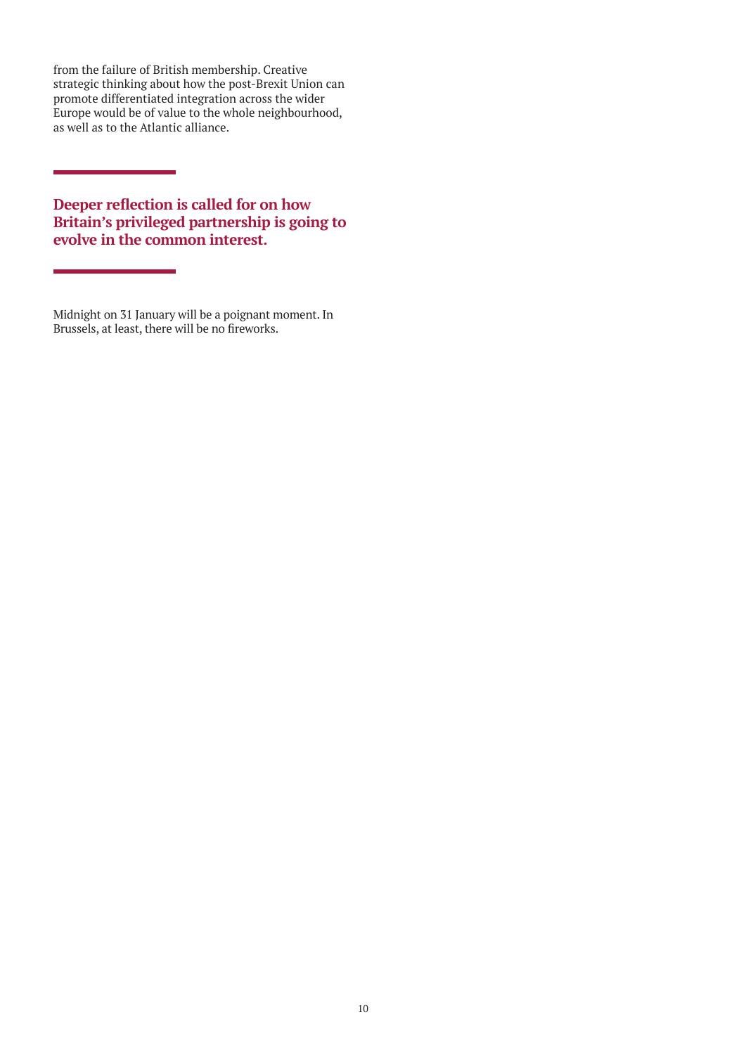from the failure of British membership. Creative strategic thinking about how the post-Brexit Union can promote differentiated integration across the wider Europe would be of value to the whole neighbourhood, as well as to the Atlantic alliance.

---

**Deeper reflection is called for on how Britain's privileged partnership is going to evolve in the common interest.**

---

Midnight on 31 January will be a poignant moment. In Brussels, at least, there will be no fireworks.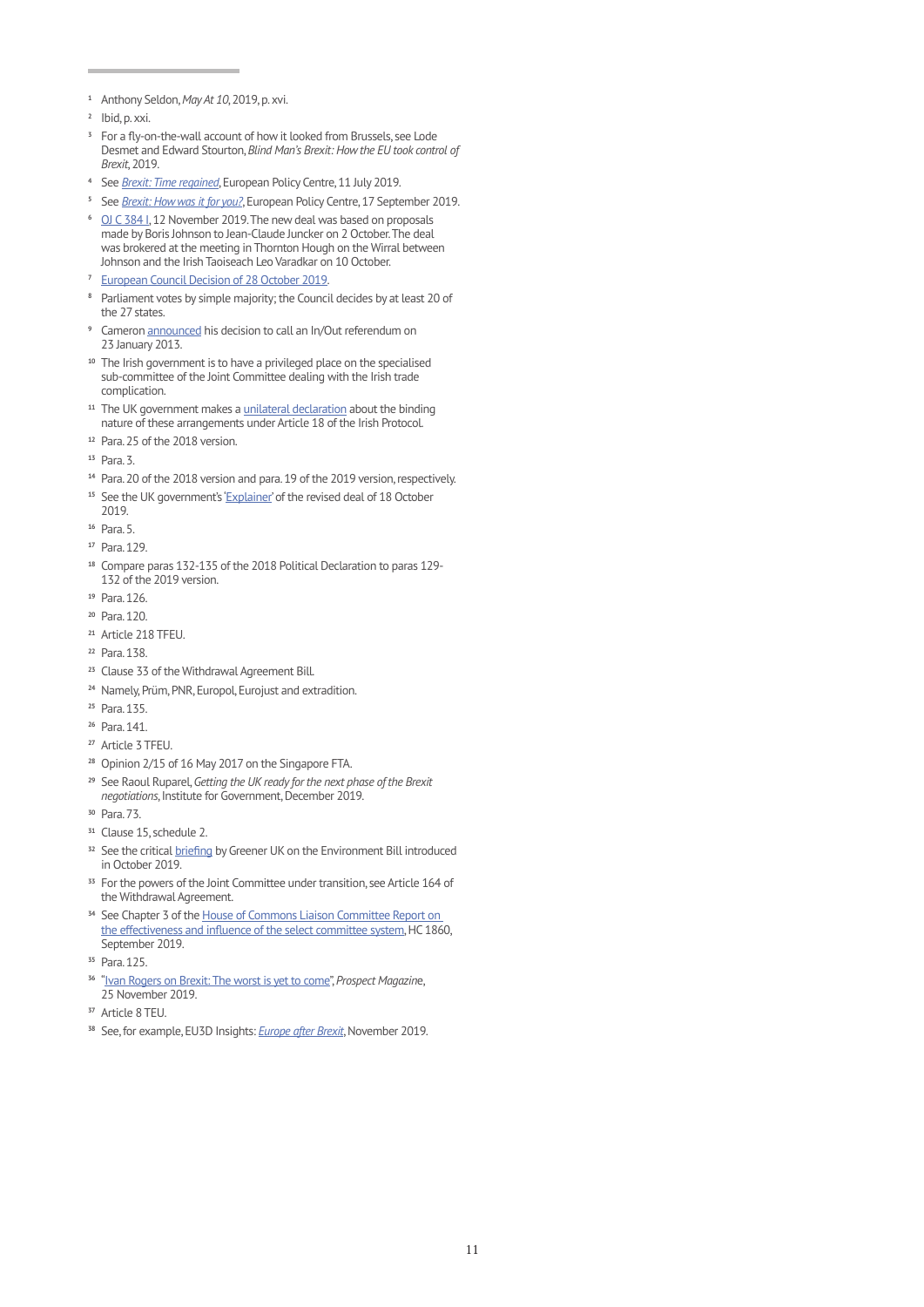1. Anthony Seldon, *May At 10*, 2019, p. xvi.
2. Ibid, p. xxi.
3. For a fly-on-the-wall account of how it looked from Brussels, see Lode Desmet and Edward Stourton, *Blind Man's Brexit: How the EU took control of Brexit*, 2019.
4. See *Brexit: Time regained*, European Policy Centre, 11 July 2019.
5. See *Brexit: How was it for you?*, European Policy Centre, 17 September 2019.
6. OJ C 384 I, 12 November 2019. The new deal was based on proposals made by Boris Johnson to Jean-Claude Juncker on 2 October. The deal was brokered at the meeting in Thornton Hough on the Wirral between Johnson and the Irish Taoiseach Leo Varadkar on 10 October.
7. European Council Decision of 28 October 2019.
8. Parliament votes by simple majority; the Council decides by at least 20 of the 27 states.
9. Cameron announced his decision to call an In/Out referendum on 23 January 2013.
10. The Irish government is to have a privileged place on the specialised sub-committee of the Joint Committee dealing with the Irish trade complication.
11. The UK government makes a unilateral declaration about the binding nature of these arrangements under Article 18 of the Irish Protocol.
12. Para. 25 of the 2018 version.
13. Para. 3.
14. Para. 20 of the 2018 version and para. 19 of the 2019 version, respectively.
15. See the UK government's 'Explainer' of the revised deal of 18 October 2019.
16. Para. 5.
17. Para. 129.
18. Compare paras 132-135 of the 2018 Political Declaration to paras 129-132 of the 2019 version.
19. Para. 126.
20. Para. 120.
21. Article 218 TFEU.
22. Para. 138.
23. Clause 33 of the Withdrawal Agreement Bill.
24. Namely, Prüm, PNR, Europol, Eurojust and extradition.
25. Para. 135.
26. Para. 141.
27. Article 3 TFEU.
28. Opinion 2/15 of 16 May 2017 on the Singapore FTA.
29. See Raoul Ruparel, *Getting the UK ready for the next phase of the Brexit negotiations*, Institute for Government, December 2019.
30. Para. 73.
31. Clause 15, schedule 2.
32. See the critical briefing by Greener UK on the Environment Bill introduced in October 2019.
33. For the powers of the Joint Committee under transition, see Article 164 of the Withdrawal Agreement.
34. See Chapter 3 of the House of Commons Liaison Committee Report on the effectiveness and influence of the select committee system, HC 1860, September 2019.
35. Para. 125.
36. "Ivan Rogers on Brexit: The worst is yet to come", *Prospect Magazine*, 25 November 2019.
37. Article 8 TEU.
38. See, for example, EU3D Insights: *Europe after Brexit*, November 2019.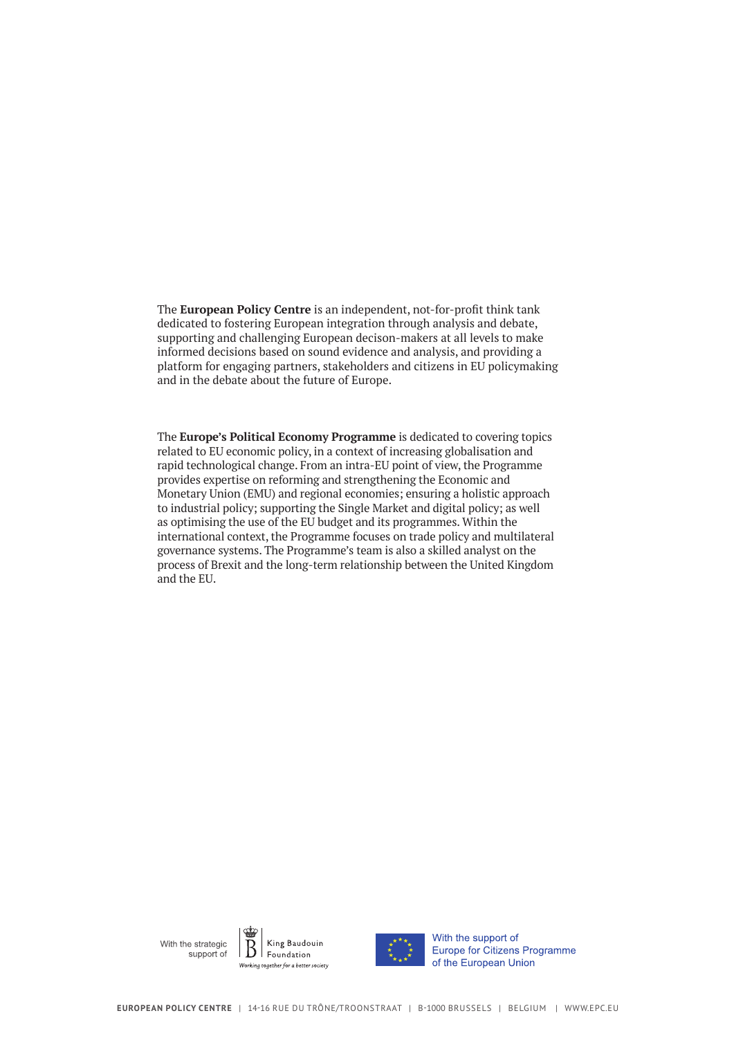The **European Policy Centre** is an independent, not-for-profit think tank dedicated to fostering European integration through analysis and debate, supporting and challenging European decison-makers at all levels to make informed decisions based on sound evidence and analysis, and providing a platform for engaging partners, stakeholders and citizens in EU policymaking and in the debate about the future of Europe.

The **Europe's Political Economy Programme** is dedicated to covering topics related to EU economic policy, in a context of increasing globalisation and rapid technological change. From an intra-EU point of view, the Programme provides expertise on reforming and strengthening the Economic and Monetary Union (EMU) and regional economies; ensuring a holistic approach to industrial policy; supporting the Single Market and digital policy; as well as optimising the use of the EU budget and its programmes. Within the international context, the Programme focuses on trade policy and multilateral governance systems. The Programme's team is also a skilled analyst on the process of Brexit and the long-term relationship between the United Kingdom and the EU.

With the strategic support of King Baudouin Foundation *Working together for a better society*

With the support of Europe for Citizens Programme of the European Union

**EUROPEAN POLICY CENTRE** | 14-16 RUE DU TRÔNE/TROONSTRAAT | B-1000 BRUSSELS | BELGIUM | WWW.EPC.EU